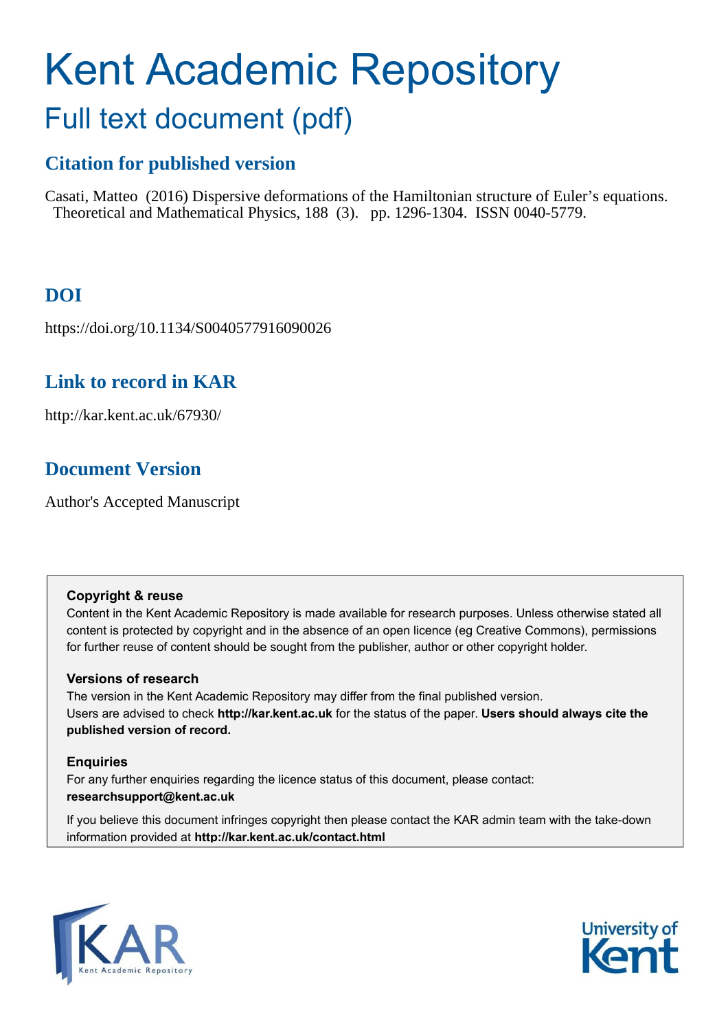# Kent Academic Repository

## Full text document (pdf)

### Citation for published version

Casati, Matteo (2016) Dispersive deformations of the Hamiltonian structure of Euler's equations. Theoretical and Mathematical Physics, 188 (3). pp. 1296-1304. ISSN 0040-5779.

### DOI

https://doi.org/10.1134/S0040577916090026

### Link to record in KAR

http://kar.kent.ac.uk/67930/

### Document Version

Author's Accepted Manuscript

**Copyright & reuse**

Content in the Kent Academic Repository is made available for research purposes. Unless otherwise stated all content is protected by copyright and in the absence of an open licence (eg Creative Commons), permissions for further reuse of content should be sought from the publisher, author or other copyright holder.

**Versions of research**

The version in the Kent Academic Repository may differ from the final published version. Users are advised to check **http://kar.kent.ac.uk** for the status of the paper. **Users should always cite the published version of record.**

**Enquiries**

For any further enquiries regarding the licence status of this document, please contact: **researchsupport@kent.ac.uk**

If you believe this document infringes copyright then please contact the KAR admin team with the take-down information provided at **http://kar.kent.ac.uk/contact.html**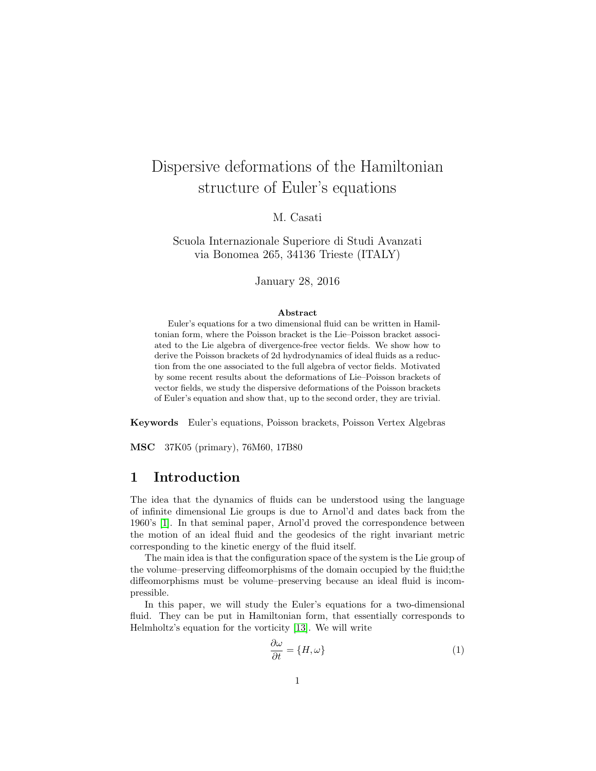# Dispersive deformations of the Hamiltonian structure of Euler's equations

M. Casati

Scuola Internazionale Superiore di Studi Avanzati
via Bonomea 265, 34136 Trieste (ITALY)

January 28, 2016

**Abstract**

Euler's equations for a two dimensional fluid can be written in Hamiltonian form, where the Poisson bracket is the Lie–Poisson bracket associated to the Lie algebra of divergence-free vector fields. We show how to derive the Poisson brackets of 2d hydrodynamics of ideal fluids as a reduction from the one associated to the full algebra of vector fields. Motivated by some recent results about the deformations of Lie–Poisson brackets of vector fields, we study the dispersive deformations of the Poisson brackets of Euler's equation and show that, up to the second order, they are trivial.

**Keywords** Euler's equations, Poisson brackets, Poisson Vertex Algebras

**MSC** 37K05 (primary), 76M60, 17B80

## 1 Introduction

The idea that the dynamics of fluids can be understood using the language of infinite dimensional Lie groups is due to Arnol'd and dates back from the 1960's [1]. In that seminal paper, Arnol'd proved the correspondence between the motion of an ideal fluid and the geodesics of the right invariant metric corresponding to the kinetic energy of the fluid itself.

The main idea is that the configuration space of the system is the Lie group of the volume–preserving diffeomorphisms of the domain occupied by the fluid;the diffeomorphisms must be volume–preserving because an ideal fluid is incompressible.

In this paper, we will study the Euler's equations for a two-dimensional fluid. They can be put in Hamiltonian form, that essentially corresponds to Helmholtz's equation for the vorticity [13]. We will write

$$\frac{\partial \omega}{\partial t} = \{H, \omega\} \tag{1}$$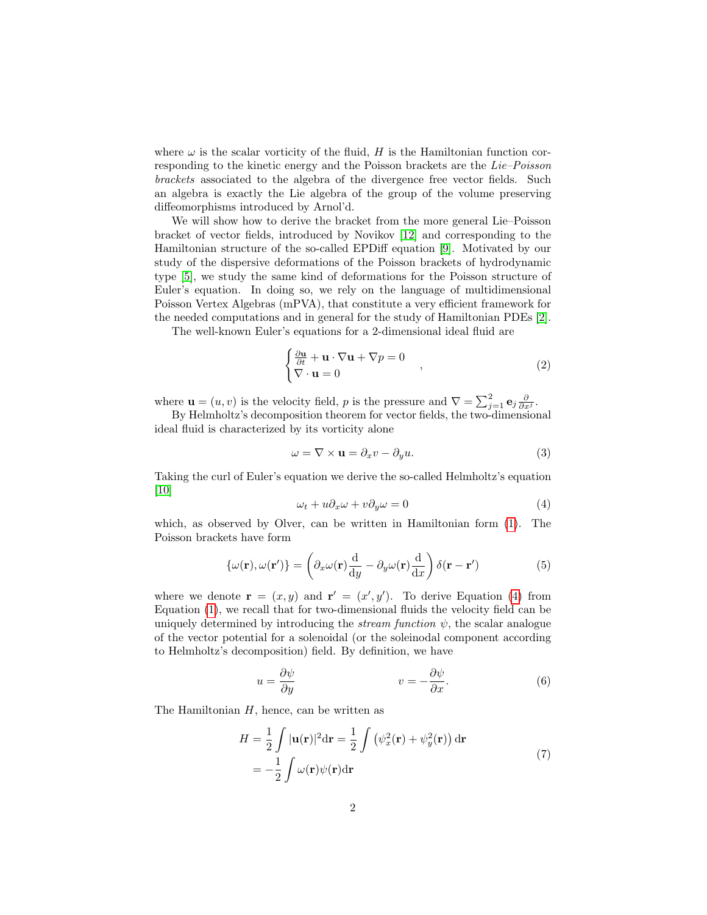where $\omega$ is the scalar vorticity of the fluid, $H$ is the Hamiltonian function corresponding to the kinetic energy and the Poisson brackets are the *Lie–Poisson brackets* associated to the algebra of the divergence free vector fields. Such an algebra is exactly the Lie algebra of the group of the volume preserving diffeomorphisms introduced by Arnol'd.

We will show how to derive the bracket from the more general Lie–Poisson bracket of vector fields, introduced by Novikov [12] and corresponding to the Hamiltonian structure of the so-called EPDiff equation [9]. Motivated by our study of the dispersive deformations of the Poisson brackets of hydrodynamic type [5], we study the same kind of deformations for the Poisson structure of Euler's equation. In doing so, we rely on the language of multidimensional Poisson Vertex Algebras (mPVA), that constitute a very efficient framework for the needed computations and in general for the study of Hamiltonian PDEs [2].

The well-known Euler's equations for a 2-dimensional ideal fluid are

$$
\begin{cases} \frac{\partial \mathbf{u}}{\partial t} + \mathbf{u} \cdot \nabla \mathbf{u} + \nabla p = 0 \\ \nabla \cdot \mathbf{u} = 0 \end{cases}, \tag{2}
$$

where $\mathbf{u} = (u, v)$ is the velocity field, $p$ is the pressure and $\nabla = \sum_{j=1}^{2} \mathbf{e}_j \frac{\partial}{\partial x^j}$.

By Helmholtz's decomposition theorem for vector fields, the two-dimensional ideal fluid is characterized by its vorticity alone

$$
\omega = \nabla \times \mathbf{u} = \partial_x v - \partial_y u. \tag{3}
$$

Taking the curl of Euler's equation we derive the so-called Helmholtz's equation [10]

$$
\omega_t + u \partial_x \omega + v \partial_y \omega = 0 \tag{4}
$$

which, as observed by Olver, can be written in Hamiltonian form (1). The Poisson brackets have form

$$
\{\omega(\mathbf{r}), \omega(\mathbf{r}')\} = \left( \partial_x \omega(\mathbf{r}) \frac{\mathrm{d}}{\mathrm{d}y} - \partial_y \omega(\mathbf{r}) \frac{\mathrm{d}}{\mathrm{d}x} \right) \delta(\mathbf{r} - \mathbf{r}') \tag{5}
$$

where we denote $\mathbf{r} = (x, y)$ and $\mathbf{r}' = (x', y')$. To derive Equation (4) from Equation (1), we recall that for two-dimensional fluids the velocity field can be uniquely determined by introducing the *stream function* $\psi$, the scalar analogue of the vector potential for a solenoidal (or the soleinodal component according to Helmholtz's decomposition) field. By definition, we have

$$
u = \frac{\partial \psi}{\partial y} \qquad\qquad v = -\frac{\partial \psi}{\partial x}. \tag{6}
$$

The Hamiltonian $H$, hence, can be written as

$$
\begin{aligned}
H &= \frac{1}{2} \int |\mathbf{u}(\mathbf{r})|^2 \mathrm{d}\mathbf{r} = \frac{1}{2} \int \left( \psi_x^2(\mathbf{r}) + \psi_y^2(\mathbf{r}) \right) \mathrm{d}\mathbf{r} \\
&= -\frac{1}{2} \int \omega(\mathbf{r}) \psi(\mathbf{r}) \mathrm{d}\mathbf{r}
\end{aligned} \tag{7}
$$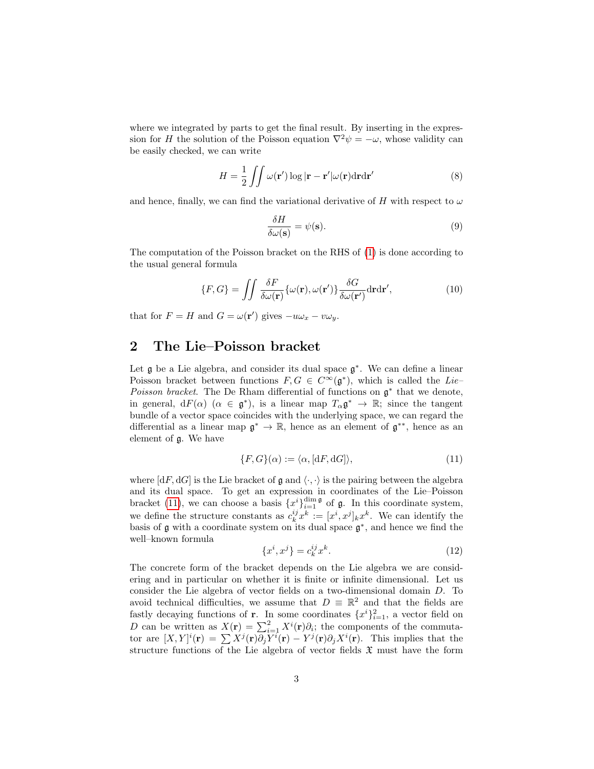where we integrated by parts to get the final result. By inserting in the expression for $H$ the solution of the Poisson equation $\nabla^2\psi = -\omega$, whose validity can be easily checked, we can write

$$H = \frac{1}{2}\iint \omega(\mathbf{r}') \log|\mathbf{r}-\mathbf{r}'|\omega(\mathbf{r})\mathrm{d}\mathbf{r}\mathrm{d}\mathbf{r}' \tag{8}$$

and hence, finally, we can find the variational derivative of $H$ with respect to $\omega$

$$\frac{\delta H}{\delta\omega(\mathbf{s})} = \psi(\mathbf{s}). \tag{9}$$

The computation of the Poisson bracket on the RHS of (1) is done according to the usual general formula

$$\{F, G\} = \iint \frac{\delta F}{\delta\omega(\mathbf{r})}\{\omega(\mathbf{r}), \omega(\mathbf{r}')\}\frac{\delta G}{\delta\omega(\mathbf{r}')}\mathrm{d}\mathbf{r}\mathrm{d}\mathbf{r}', \tag{10}$$

that for $F = H$ and $G = \omega(\mathbf{r}')$ gives $-u\omega_x - v\omega_y$.

## 2 The Lie–Poisson bracket

Let $\mathfrak{g}$ be a Lie algebra, and consider its dual space $\mathfrak{g}^*$. We can define a linear Poisson bracket between functions $F, G \in C^\infty(\mathfrak{g}^*)$, which is called the *Lie–Poisson bracket*. The De Rham differential of functions on $\mathfrak{g}^*$ that we denote, in general, $\mathrm{d}F(\alpha)$ ($\alpha \in \mathfrak{g}^*$), is a linear map $T_\alpha\mathfrak{g}^* \to \mathbb{R}$; since the tangent bundle of a vector space coincides with the underlying space, we can regard the differential as a linear map $\mathfrak{g}^* \to \mathbb{R}$, hence as an element of $\mathfrak{g}^{**}$, hence as an element of $\mathfrak{g}$. We have

$$\{F, G\}(\alpha) := \langle \alpha, [\mathrm{d}F, \mathrm{d}G]\rangle, \tag{11}$$

where $[\mathrm{d}F, \mathrm{d}G]$ is the Lie bracket of $\mathfrak{g}$ and $\langle\cdot,\cdot\rangle$ is the pairing between the algebra and its dual space. To get an expression in coordinates of the Lie–Poisson bracket (11), we can choose a basis $\{x^i\}_{i=1}^{\dim\mathfrak{g}}$ of $\mathfrak{g}$. In this coordinate system, we define the structure constants as $c_k^{ij}x^k := [x^i, x^j]_k x^k$. We can identify the basis of $\mathfrak{g}$ with a coordinate system on its dual space $\mathfrak{g}^*$, and hence we find the well–known formula

$$\{x^i, x^j\} = c_k^{ij}x^k. \tag{12}$$

The concrete form of the bracket depends on the Lie algebra we are considering and in particular on whether it is finite or infinite dimensional. Let us consider the Lie algebra of vector fields on a two-dimensional domain $D$. To avoid technical difficulties, we assume that $D \equiv \mathbb{R}^2$ and that the fields are fastly decaying functions of $\mathbf{r}$. In some coordinates $\{x^i\}_{i=1}^2$, a vector field on $D$ can be written as $X(\mathbf{r}) = \sum_{i=1}^2 X^i(\mathbf{r})\partial_i$; the components of the commutator are $[X, Y]^i(\mathbf{r}) = \sum X^j(\mathbf{r})\partial_j Y^i(\mathbf{r}) - Y^j(\mathbf{r})\partial_j X^i(\mathbf{r})$. This implies that the structure functions of the Lie algebra of vector fields $\mathfrak{X}$ must have the form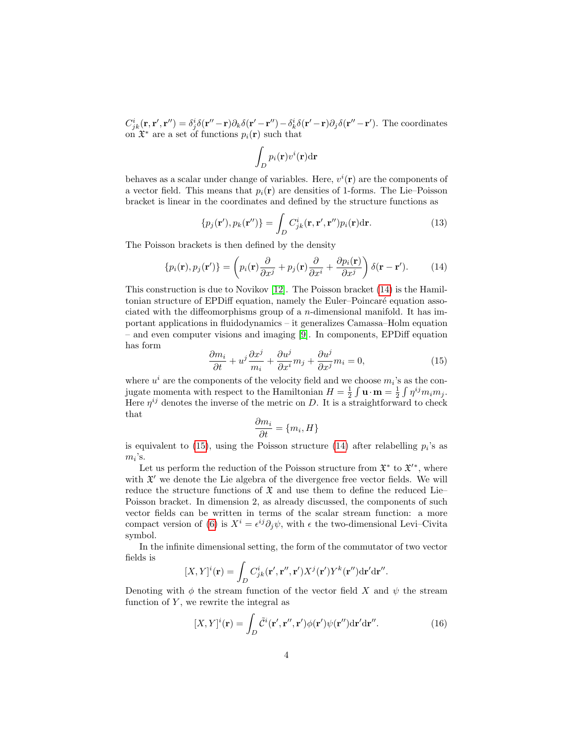$C^i_{jk}(\mathbf{r},\mathbf{r}',\mathbf{r}'') = \delta^i_j\delta(\mathbf{r}''-\mathbf{r})\partial_k\delta(\mathbf{r}'-\mathbf{r}'') - \delta^i_k\delta(\mathbf{r}'-\mathbf{r})\partial_j\delta(\mathbf{r}''-\mathbf{r}')$. The coordinates on $\mathfrak{X}^*$ are a set of functions $p_i(\mathbf{r})$ such that

$$\int_D p_i(\mathbf{r})v^i(\mathbf{r})\mathrm{d}\mathbf{r}$$

behaves as a scalar under change of variables. Here, $v^i(\mathbf{r})$ are the components of a vector field. This means that $p_i(\mathbf{r})$ are densities of 1-forms. The Lie–Poisson bracket is linear in the coordinates and defined by the structure functions as

$$\{p_j(\mathbf{r}'), p_k(\mathbf{r}'')\} = \int_D C^i_{jk}(\mathbf{r},\mathbf{r}',\mathbf{r}'')p_i(\mathbf{r})\mathrm{d}\mathbf{r}. \tag{13}$$

The Poisson brackets is then defined by the density

$$\{p_i(\mathbf{r}), p_j(\mathbf{r}')\} = \left(p_i(\mathbf{r})\frac{\partial}{\partial x^j} + p_j(\mathbf{r})\frac{\partial}{\partial x^i} + \frac{\partial p_i(\mathbf{r})}{\partial x^j}\right)\delta(\mathbf{r}-\mathbf{r}'). \tag{14}$$

This construction is due to Novikov [12]. The Poisson bracket (14) is the Hamiltonian structure of EPDiff equation, namely the Euler–Poincaré equation associated with the diffeomorphisms group of a $n$-dimensional manifold. It has important applications in fluidodynamics – it generalizes Camassa–Holm equation – and even computer visions and imaging [9]. In components, EPDiff equation has form

$$\frac{\partial m_i}{\partial t} + u^j\frac{\partial x^j}{m_i} + \frac{\partial u^j}{\partial x^i}m_j + \frac{\partial u^j}{\partial x^j}m_i = 0, \tag{15}$$

where $u^i$ are the components of the velocity field and we choose $m_i$'s as the conjugate momenta with respect to the Hamiltonian $H = \frac{1}{2}\int \mathbf{u}\cdot\mathbf{m} = \frac{1}{2}\int \eta^{ij}m_im_j$. Here $\eta^{ij}$ denotes the inverse of the metric on $D$. It is a straightforward to check that

$$\frac{\partial m_i}{\partial t} = \{m_i, H\}$$

is equivalent to (15), using the Poisson structure (14) after relabelling $p_i$'s as $m_i$'s.

Let us perform the reduction of the Poisson structure from $\mathfrak{X}^*$ to $\mathfrak{X}'^*$, where with $\mathfrak{X}'$ we denote the Lie algebra of the divergence free vector fields. We will reduce the structure functions of $\mathfrak{X}$ and use them to define the reduced Lie–Poisson bracket. In dimension 2, as already discussed, the components of such vector fields can be written in terms of the scalar stream function: a more compact version of (6) is $X^i = \epsilon^{ij}\partial_j\psi$, with $\epsilon$ the two-dimensional Levi–Civita symbol.

In the infinite dimensional setting, the form of the commutator of two vector fields is

$$[X,Y]^i(\mathbf{r}) = \int_D C^i_{jk}(\mathbf{r}',\mathbf{r}'',\mathbf{r}')X^j(\mathbf{r}')Y^k(\mathbf{r}'')\mathrm{d}\mathbf{r}'\mathrm{d}\mathbf{r}''.$$

Denoting with $\phi$ the stream function of the vector field $X$ and $\psi$ the stream function of $Y$, we rewrite the integral as

$$[X,Y]^i(\mathbf{r}) = \int_D \tilde{\mathcal{C}}^i(\mathbf{r}',\mathbf{r}'',\mathbf{r}')\phi(\mathbf{r}')\psi(\mathbf{r}'')\mathrm{d}\mathbf{r}'\mathrm{d}\mathbf{r}''. \tag{16}$$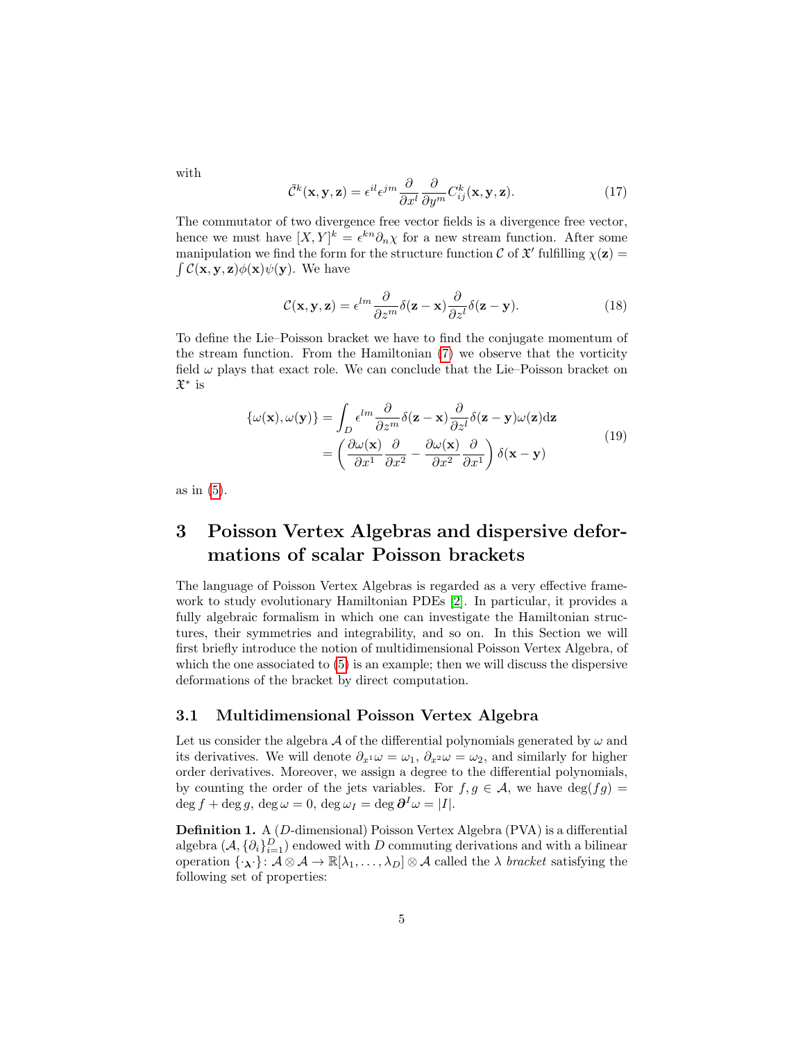with

$$\tilde{\mathcal{C}}^k(\mathbf{x},\mathbf{y},\mathbf{z}) = \epsilon^{il}\epsilon^{jm}\frac{\partial}{\partial x^l}\frac{\partial}{\partial y^m}C^k_{ij}(\mathbf{x},\mathbf{y},\mathbf{z}). \tag{17}$$

The commutator of two divergence free vector fields is a divergence free vector, hence we must have $[X,Y]^k = \epsilon^{kn}\partial_n\chi$ for a new stream function. After some manipulation we find the form for the structure function $\mathcal{C}$ of $\mathfrak{X}'$ fulfilling $\chi(\mathbf{z}) = \int \mathcal{C}(\mathbf{x},\mathbf{y},\mathbf{z})\phi(\mathbf{x})\psi(\mathbf{y})$. We have

$$\mathcal{C}(\mathbf{x},\mathbf{y},\mathbf{z}) = \epsilon^{lm}\frac{\partial}{\partial z^m}\delta(\mathbf{z}-\mathbf{x})\frac{\partial}{\partial z^l}\delta(\mathbf{z}-\mathbf{y}). \tag{18}$$

To define the Lie–Poisson bracket we have to find the conjugate momentum of the stream function. From the Hamiltonian (7) we observe that the vorticity field $\omega$ plays that exact role. We can conclude that the Lie–Poisson bracket on $\mathfrak{X}^*$ is

$$\begin{aligned}\{\omega(\mathbf{x}),\omega(\mathbf{y})\} &= \int_D \epsilon^{lm}\frac{\partial}{\partial z^m}\delta(\mathbf{z}-\mathbf{x})\frac{\partial}{\partial z^l}\delta(\mathbf{z}-\mathbf{y})\omega(\mathbf{z})\mathrm{d}\mathbf{z} \\ &= \left(\frac{\partial\omega(\mathbf{x})}{\partial x^1}\frac{\partial}{\partial x^2} - \frac{\partial\omega(\mathbf{x})}{\partial x^2}\frac{\partial}{\partial x^1}\right)\delta(\mathbf{x}-\mathbf{y})\end{aligned} \tag{19}$$

as in (5).

# 3 Poisson Vertex Algebras and dispersive deformations of scalar Poisson brackets

The language of Poisson Vertex Algebras is regarded as a very effective framework to study evolutionary Hamiltonian PDEs [2]. In particular, it provides a fully algebraic formalism in which one can investigate the Hamiltonian structures, their symmetries and integrability, and so on. In this Section we will first briefly introduce the notion of multidimensional Poisson Vertex Algebra, of which the one associated to (5) is an example; then we will discuss the dispersive deformations of the bracket by direct computation.

## 3.1 Multidimensional Poisson Vertex Algebra

Let us consider the algebra $\mathcal{A}$ of the differential polynomials generated by $\omega$ and its derivatives. We will denote $\partial_{x^1}\omega = \omega_1$, $\partial_{x^2}\omega = \omega_2$, and similarly for higher order derivatives. Moreover, we assign a degree to the differential polynomials, by counting the order of the jets variables. For $f,g \in \mathcal{A}$, we have $\deg(fg) = \deg f + \deg g$, $\deg\omega = 0$, $\deg\omega_I = \deg \boldsymbol{\partial}^I\omega = |I|$.

**Definition 1.** A ($D$-dimensional) Poisson Vertex Algebra (PVA) is a differential algebra $(\mathcal{A}, \{\partial_i\}_{i=1}^D)$ endowed with $D$ commuting derivations and with a bilinear operation $\{\cdot_{\boldsymbol{\lambda}}\cdot\}\colon \mathcal{A}\otimes\mathcal{A} \to \mathbb{R}[\lambda_1,\ldots,\lambda_D]\otimes\mathcal{A}$ called the *$\lambda$ bracket* satisfying the following set of properties: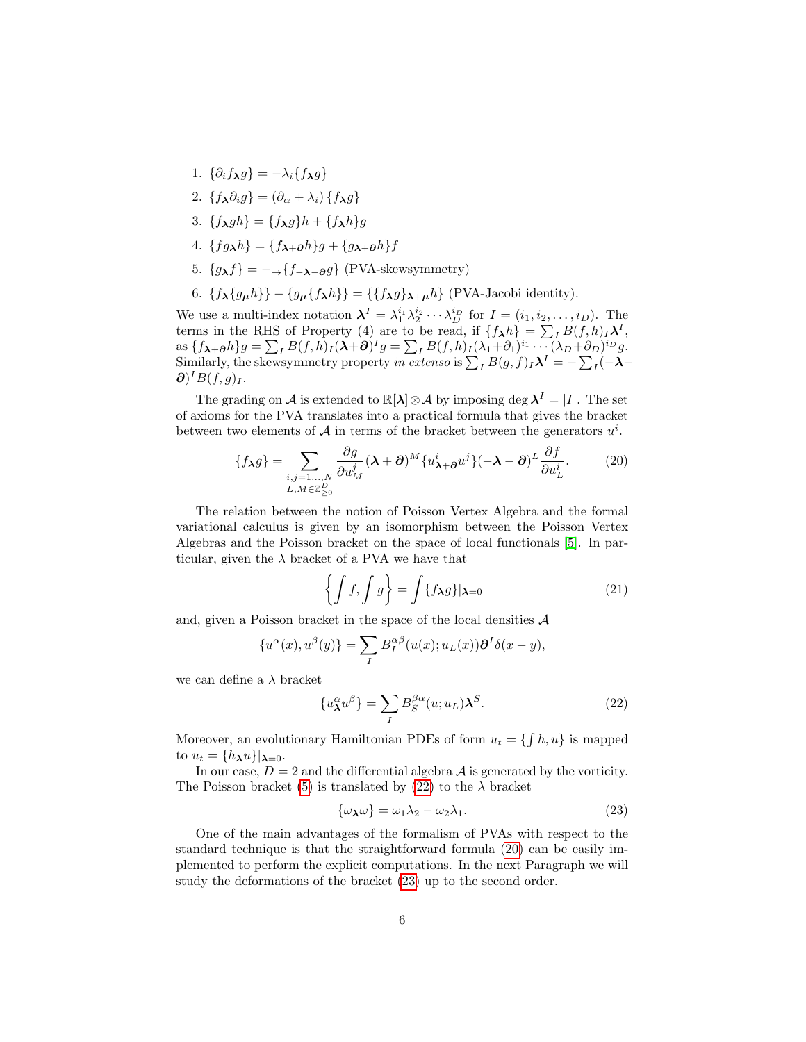1. $\{\partial_i f_{\boldsymbol{\lambda}} g\} = -\lambda_i \{f_{\boldsymbol{\lambda}} g\}$
2. $\{f_{\boldsymbol{\lambda}} \partial_i g\} = (\partial_\alpha + \lambda_i)\{f_{\boldsymbol{\lambda}} g\}$
3. $\{f_{\boldsymbol{\lambda}} gh\} = \{f_{\boldsymbol{\lambda}} g\}h + \{f_{\boldsymbol{\lambda}} h\}g$
4. $\{fg_{\boldsymbol{\lambda}} h\} = \{f_{\boldsymbol{\lambda}+\boldsymbol{\partial}} h\}g + \{g_{\boldsymbol{\lambda}+\boldsymbol{\partial}} h\}f$
5. $\{g_{\boldsymbol{\lambda}} f\} = -_{\to}\{f_{-\boldsymbol{\lambda}-\boldsymbol{\partial}} g\}$ (PVA-skewsymmetry)
6. $\{f_{\boldsymbol{\lambda}}\{g_{\boldsymbol{\mu}} h\}\} - \{g_{\boldsymbol{\mu}}\{f_{\boldsymbol{\lambda}} h\}\} = \{\{f_{\boldsymbol{\lambda}} g\}_{\boldsymbol{\lambda}+\boldsymbol{\mu}} h\}$ (PVA-Jacobi identity).

We use a multi-index notation $\boldsymbol{\lambda}^I = \lambda_1^{i_1}\lambda_2^{i_2}\cdots\lambda_D^{i_D}$ for $I = (i_1, i_2, \ldots, i_D)$. The terms in the RHS of Property (4) are to be read, if $\{f_{\boldsymbol{\lambda}} h\} = \sum_I B(f,h)_I \boldsymbol{\lambda}^I$, as $\{f_{\boldsymbol{\lambda}+\boldsymbol{\partial}} h\}g = \sum_I B(f,h)_I(\boldsymbol{\lambda}+\boldsymbol{\partial})^I g = \sum_I B(f,h)_I(\lambda_1+\partial_1)^{i_1}\cdots(\lambda_D+\partial_D)^{i_D} g$. Similarly, the skewsymmetry property *in extenso* is $\sum_I B(g,f)_I \boldsymbol{\lambda}^I = -\sum_I(-\boldsymbol{\lambda}-\boldsymbol{\partial})^I B(f,g)_I$.

The grading on $\mathcal{A}$ is extended to $\mathbb{R}[\boldsymbol{\lambda}]\otimes\mathcal{A}$ by imposing $\deg \boldsymbol{\lambda}^I = |I|$. The set of axioms for the PVA translates into a practical formula that gives the bracket between two elements of $\mathcal{A}$ in terms of the bracket between the generators $u^i$.

$$\{f_{\boldsymbol{\lambda}} g\} = \sum_{\substack{i,j=1\ldots,N \\ L,M\in\mathbb{Z}^D_{\geq 0}}} \frac{\partial g}{\partial u^j_M}(\boldsymbol{\lambda}+\boldsymbol{\partial})^M \{u^i_{\boldsymbol{\lambda}+\boldsymbol{\partial}} u^j\}(-\boldsymbol{\lambda}-\boldsymbol{\partial})^L \frac{\partial f}{\partial u^i_L}. \tag{20}$$

The relation between the notion of Poisson Vertex Algebra and the formal variational calculus is given by an isomorphism between the Poisson Vertex Algebras and the Poisson bracket on the space of local functionals [5]. In particular, given the $\lambda$ bracket of a PVA we have that

$$\left\{\int f, \int g\right\} = \int \{f_{\boldsymbol{\lambda}} g\}|_{\boldsymbol{\lambda}=0} \tag{21}$$

and, given a Poisson bracket in the space of the local densities $\mathcal{A}$

$$\{u^\alpha(x), u^\beta(y)\} = \sum_I B^{\alpha\beta}_I(u(x); u_L(x))\boldsymbol{\partial}^I \delta(x-y),$$

we can define a $\lambda$ bracket

$$\{u^\alpha_{\boldsymbol{\lambda}} u^\beta\} = \sum_I B^{\beta\alpha}_S(u; u_L)\boldsymbol{\lambda}^S. \tag{22}$$

Moreover, an evolutionary Hamiltonian PDEs of form $u_t = \{\int h, u\}$ is mapped to $u_t = \{h_{\boldsymbol{\lambda}} u\}|_{\boldsymbol{\lambda}=0}$.

In our case, $D = 2$ and the differential algebra $\mathcal{A}$ is generated by the vorticity. The Poisson bracket (5) is translated by (22) to the $\lambda$ bracket

$$\{\omega_{\boldsymbol{\lambda}}\omega\} = \omega_1\lambda_2 - \omega_2\lambda_1. \tag{23}$$

One of the main advantages of the formalism of PVAs with respect to the standard technique is that the straightforward formula (20) can be easily implemented to perform the explicit computations. In the next Paragraph we will study the deformations of the bracket (23) up to the second order.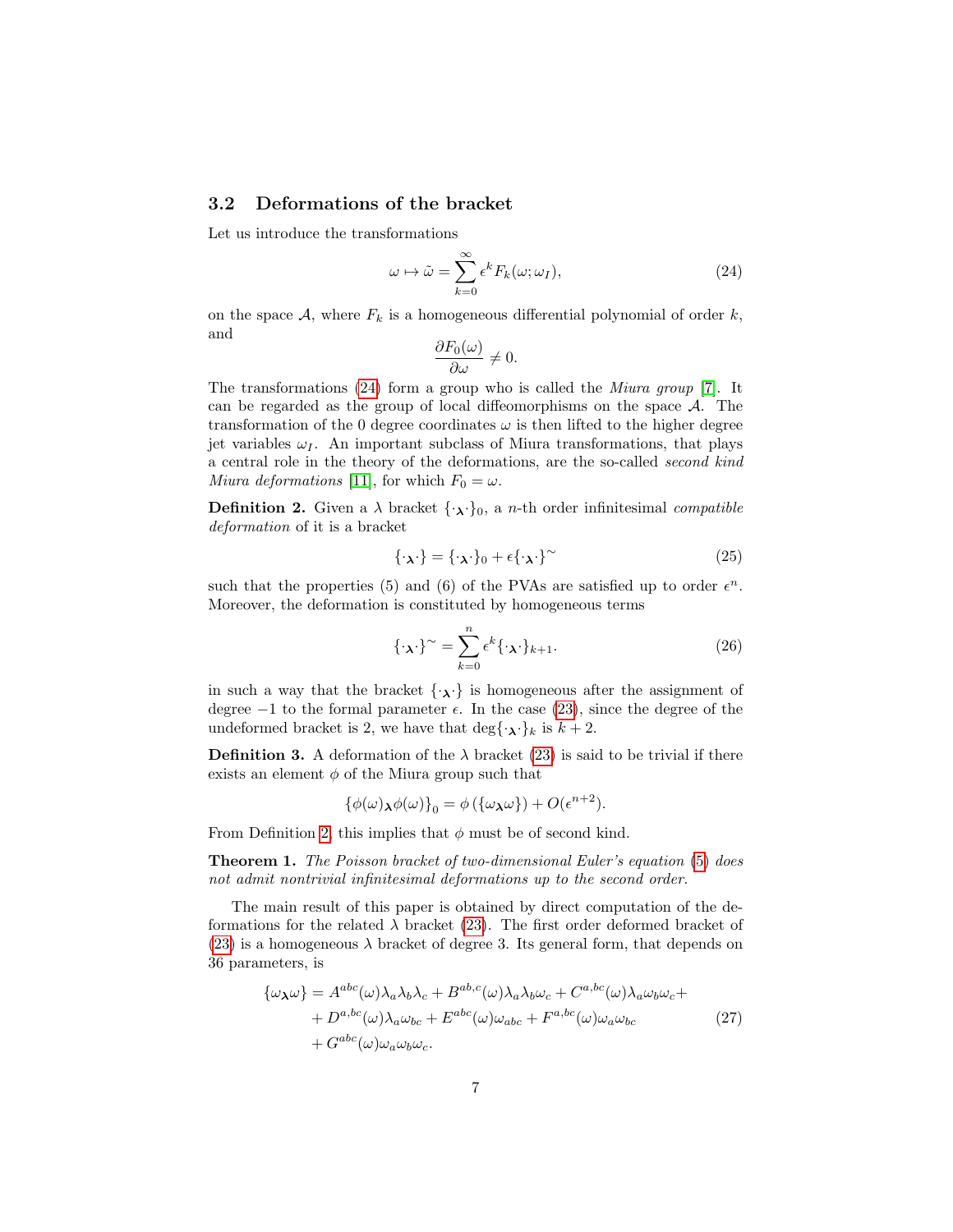### 3.2 Deformations of the bracket

Let us introduce the transformations

$$\omega \mapsto \tilde{\omega} = \sum_{k=0}^{\infty} \epsilon^k F_k(\omega; \omega_I), \tag{24}$$

on the space $\mathcal{A}$, where $F_k$ is a homogeneous differential polynomial of order $k$, and

$$\frac{\partial F_0(\omega)}{\partial \omega} \neq 0.$$

The transformations (24) form a group who is called the *Miura group* [7]. It can be regarded as the group of local diffeomorphisms on the space $\mathcal{A}$. The transformation of the 0 degree coordinates $\omega$ is then lifted to the higher degree jet variables $\omega_I$. An important subclass of Miura transformations, that plays a central role in the theory of the deformations, are the so-called *second kind Miura deformations* [11], for which $F_0 = \omega$.

**Definition 2.** Given a $\lambda$ bracket $\{\cdot_{\boldsymbol{\lambda}}\cdot\}_0$, a $n$-th order infinitesimal *compatible deformation* of it is a bracket

$$\{\cdot_{\boldsymbol{\lambda}}\cdot\} = \{\cdot_{\boldsymbol{\lambda}}\cdot\}_0 + \epsilon\{\cdot_{\boldsymbol{\lambda}}\cdot\}^{\sim} \tag{25}$$

such that the properties (5) and (6) of the PVAs are satisfied up to order $\epsilon^n$. Moreover, the deformation is constituted by homogeneous terms

$$\{\cdot_{\boldsymbol{\lambda}}\cdot\}^{\sim} = \sum_{k=0}^{n} \epsilon^k \{\cdot_{\boldsymbol{\lambda}}\cdot\}_{k+1}. \tag{26}$$

in such a way that the bracket $\{\cdot_{\boldsymbol{\lambda}}\cdot\}$ is homogeneous after the assignment of degree $-1$ to the formal parameter $\epsilon$. In the case (23), since the degree of the undeformed bracket is 2, we have that $\deg\{\cdot_{\boldsymbol{\lambda}}\cdot\}_k$ is $k+2$.

**Definition 3.** A deformation of the $\lambda$ bracket (23) is said to be trivial if there exists an element $\phi$ of the Miura group such that

$$\{\phi(\omega)_{\boldsymbol{\lambda}}\phi(\omega)\}_0 = \phi\left(\{\omega_{\boldsymbol{\lambda}}\omega\}\right) + O(\epsilon^{n+2}).$$

From Definition 2, this implies that $\phi$ must be of second kind.

**Theorem 1.** *The Poisson bracket of two-dimensional Euler's equation (5) does not admit nontrivial infinitesimal deformations up to the second order.*

The main result of this paper is obtained by direct computation of the deformations for the related $\lambda$ bracket (23). The first order deformed bracket of (23) is a homogeneous $\lambda$ bracket of degree 3. Its general form, that depends on 36 parameters, is

$$\begin{aligned}
\{\omega_{\boldsymbol{\lambda}}\omega\} = {} & A^{abc}(\omega)\lambda_a\lambda_b\lambda_c + B^{ab,c}(\omega)\lambda_a\lambda_b\omega_c + C^{a,bc}(\omega)\lambda_a\omega_b\omega_c + \\
& + D^{a,bc}(\omega)\lambda_a\omega_{bc} + E^{abc}(\omega)\omega_{abc} + F^{a,bc}(\omega)\omega_a\omega_{bc} \\
& + G^{abc}(\omega)\omega_a\omega_b\omega_c.
\end{aligned} \tag{27}$$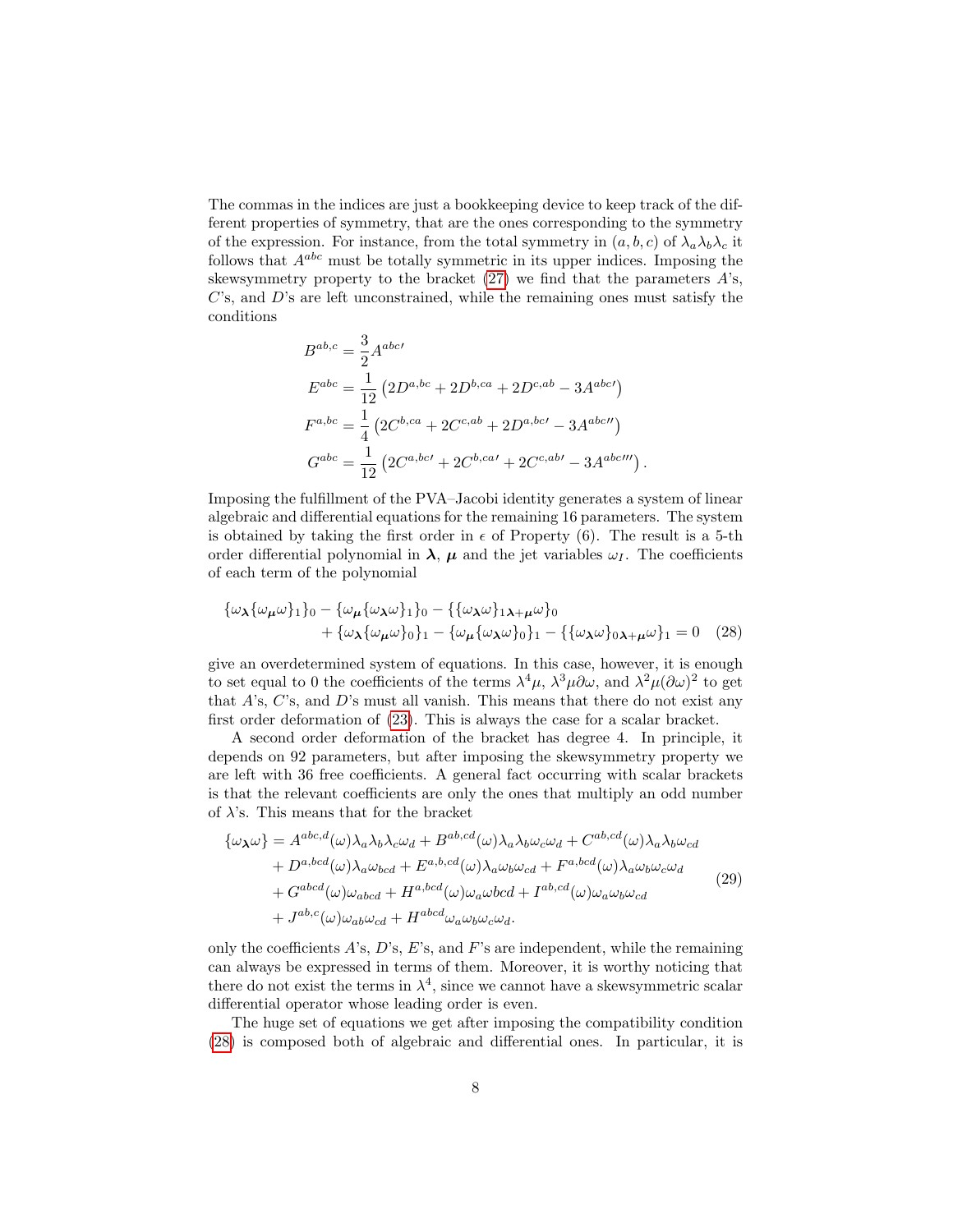The commas in the indices are just a bookkeeping device to keep track of the different properties of symmetry, that are the ones corresponding to the symmetry of the expression. For instance, from the total symmetry in $(a,b,c)$ of $\lambda_a\lambda_b\lambda_c$ it follows that $A^{abc}$ must be totally symmetric in its upper indices. Imposing the skewsymmetry property to the bracket (27) we find that the parameters $A$'s, $C$'s, and $D$'s are left unconstrained, while the remaining ones must satisfy the conditions

$$
\begin{aligned}
B^{ab,c} &= \frac{3}{2}A^{abc\prime} \\
E^{abc} &= \frac{1}{12}\left(2D^{a,bc} + 2D^{b,ca} + 2D^{c,ab} - 3A^{abc\prime}\right) \\
F^{a,bc} &= \frac{1}{4}\left(2C^{b,ca} + 2C^{c,ab} + 2D^{a,bc\prime} - 3A^{abc\prime\prime}\right) \\
G^{abc} &= \frac{1}{12}\left(2C^{a,bc\prime} + 2C^{b,ca\prime} + 2C^{c,ab\prime} - 3A^{abc\prime\prime\prime}\right).
\end{aligned}
$$

Imposing the fulfillment of the PVA–Jacobi identity generates a system of linear algebraic and differential equations for the remaining 16 parameters. The system is obtained by taking the first order in $\epsilon$ of Property (6). The result is a 5-th order differential polynomial in $\boldsymbol{\lambda}$, $\boldsymbol{\mu}$ and the jet variables $\omega_I$. The coefficients of each term of the polynomial

$$
\begin{aligned}
\{\omega_{\boldsymbol{\lambda}}\{\omega_{\boldsymbol{\mu}}\omega\}_1\}_0 - \{\omega_{\boldsymbol{\mu}}\{\omega_{\boldsymbol{\lambda}}\omega\}_1\}_0 - \{\{\omega_{\boldsymbol{\lambda}}\omega\}_{1\,\boldsymbol{\lambda}+\boldsymbol{\mu}}\omega\}_0 \\
+ \{\omega_{\boldsymbol{\lambda}}\{\omega_{\boldsymbol{\mu}}\omega\}_0\}_1 - \{\omega_{\boldsymbol{\mu}}\{\omega_{\boldsymbol{\lambda}}\omega\}_0\}_1 - \{\{\omega_{\boldsymbol{\lambda}}\omega\}_{0\,\boldsymbol{\lambda}+\boldsymbol{\mu}}\omega\}_1 = 0 \quad (28)
\end{aligned}
$$

give an overdetermined system of equations. In this case, however, it is enough to set equal to 0 the coefficients of the terms $\lambda^4\mu$, $\lambda^3\mu\partial\omega$, and $\lambda^2\mu(\partial\omega)^2$ to get that $A$'s, $C$'s, and $D$'s must all vanish. This means that there do not exist any first order deformation of (23). This is always the case for a scalar bracket.

A second order deformation of the bracket has degree 4. In principle, it depends on 92 parameters, but after imposing the skewsymmetry property we are left with 36 free coefficients. A general fact occurring with scalar brackets is that the relevant coefficients are only the ones that multiply an odd number of $\lambda$'s. This means that for the bracket

$$
\begin{aligned}
\{\omega_{\boldsymbol{\lambda}}\omega\} = {} & A^{abc,d}(\omega)\lambda_a\lambda_b\lambda_c\omega_d + B^{ab,cd}(\omega)\lambda_a\lambda_b\omega_c\omega_d + C^{ab,cd}(\omega)\lambda_a\lambda_b\omega_{cd} \\
& + D^{a,bcd}(\omega)\lambda_a\omega_{bcd} + E^{a,b,cd}(\omega)\lambda_a\omega_b\omega_{cd} + F^{a,bcd}(\omega)\lambda_a\omega_b\omega_c\omega_d \\
& + G^{abcd}(\omega)\omega_{abcd} + H^{a,bcd}(\omega)\omega_a\omega bcd + I^{ab,cd}(\omega)\omega_a\omega_b\omega_{cd} \\
& + J^{ab,c}(\omega)\omega_{ab}\omega_{cd} + H^{abcd}\omega_a\omega_b\omega_c\omega_d.
\end{aligned} \tag{29}
$$

only the coefficients $A$'s, $D$'s, $E$'s, and $F$'s are independent, while the remaining can always be expressed in terms of them. Moreover, it is worthy noticing that there do not exist the terms in $\lambda^4$, since we cannot have a skewsymmetric scalar differential operator whose leading order is even.

The huge set of equations we get after imposing the compatibility condition (28) is composed both of algebraic and differential ones. In particular, it is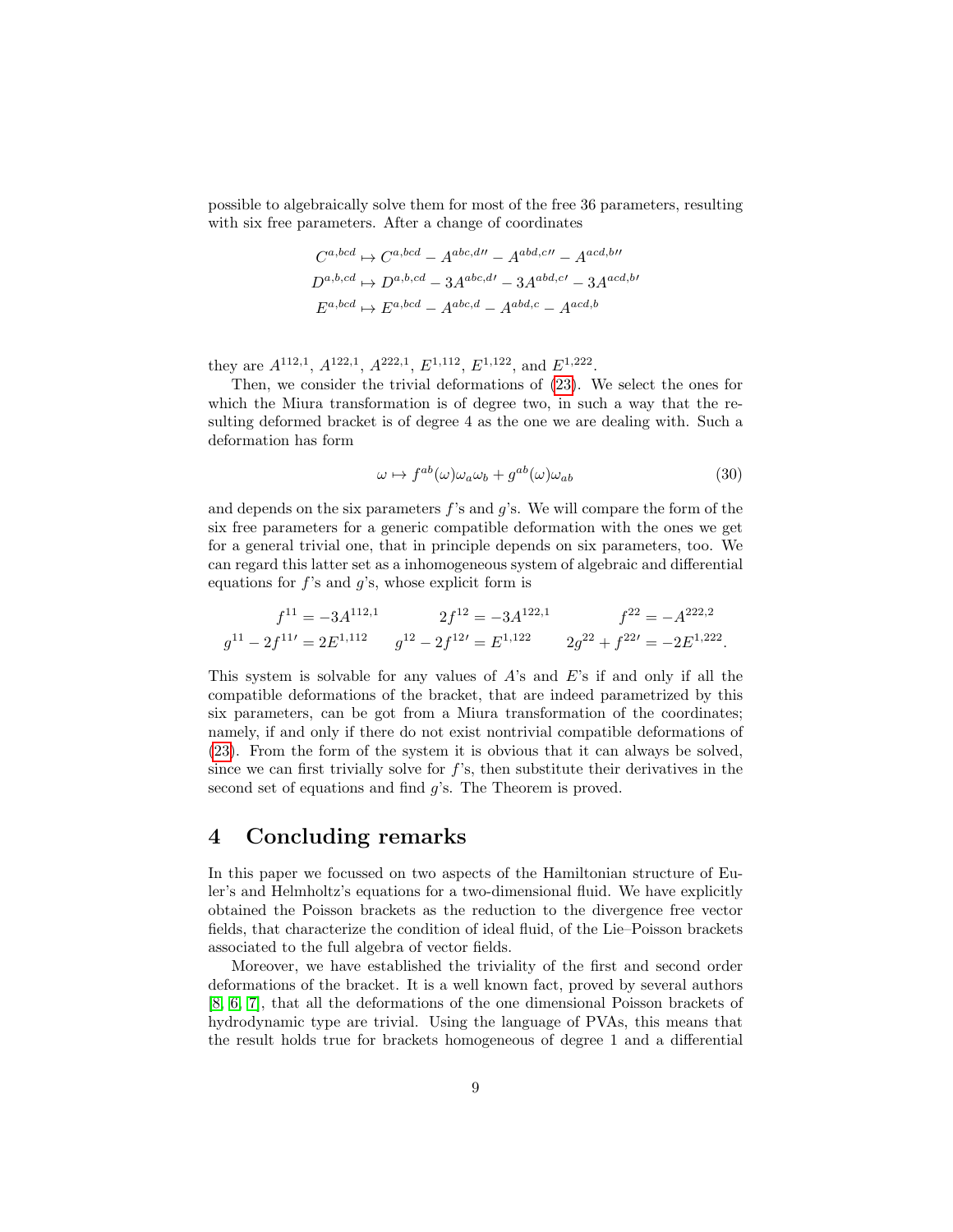possible to algebraically solve them for most of the free 36 parameters, resulting with six free parameters. After a change of coordinates

$$
\begin{aligned}
C^{a,bcd} &\mapsto C^{a,bcd} - A^{abc,d\prime\prime} - A^{abd,c\prime\prime} - A^{acd,b\prime\prime} \\
D^{a,b,cd} &\mapsto D^{a,b,cd} - 3A^{abc,d\prime} - 3A^{abd,c\prime} - 3A^{acd,b\prime} \\
E^{a,bcd} &\mapsto E^{a,bcd} - A^{abc,d} - A^{abd,c} - A^{acd,b}
\end{aligned}
$$

they are $A^{112,1}$, $A^{122,1}$, $A^{222,1}$, $E^{1,112}$, $E^{1,122}$, and $E^{1,222}$.

Then, we consider the trivial deformations of (23). We select the ones for which the Miura transformation is of degree two, in such a way that the resulting deformed bracket is of degree 4 as the one we are dealing with. Such a deformation has form

$$
\omega \mapsto f^{ab}(\omega)\omega_a\omega_b + g^{ab}(\omega)\omega_{ab} \tag{30}
$$

and depends on the six parameters $f$'s and $g$'s. We will compare the form of the six free parameters for a generic compatible deformation with the ones we get for a general trivial one, that in principle depends on six parameters, too. We can regard this latter set as a inhomogeneous system of algebraic and differential equations for $f$'s and $g$'s, whose explicit form is

$$
\begin{aligned}
f^{11} &= -3A^{112,1} & 2f^{12} &= -3A^{122,1} & f^{22} &= -A^{222,2} \\
g^{11} - 2f^{11\prime} &= 2E^{1,112} & g^{12} - 2f^{12\prime} &= E^{1,122} & 2g^{22} + f^{22\prime} &= -2E^{1,222}.
\end{aligned}
$$

This system is solvable for any values of $A$'s and $E$'s if and only if all the compatible deformations of the bracket, that are indeed parametrized by this six parameters, can be got from a Miura transformation of the coordinates; namely, if and only if there do not exist nontrivial compatible deformations of (23). From the form of the system it is obvious that it can always be solved, since we can first trivially solve for $f$'s, then substitute their derivatives in the second set of equations and find $g$'s. The Theorem is proved.

## 4 Concluding remarks

In this paper we focussed on two aspects of the Hamiltonian structure of Euler's and Helmholtz's equations for a two-dimensional fluid. We have explicitly obtained the Poisson brackets as the reduction to the divergence free vector fields, that characterize the condition of ideal fluid, of the Lie–Poisson brackets associated to the full algebra of vector fields.

Moreover, we have established the triviality of the first and second order deformations of the bracket. It is a well known fact, proved by several authors [8, 6, 7], that all the deformations of the one dimensional Poisson brackets of hydrodynamic type are trivial. Using the language of PVAs, this means that the result holds true for brackets homogeneous of degree 1 and a differential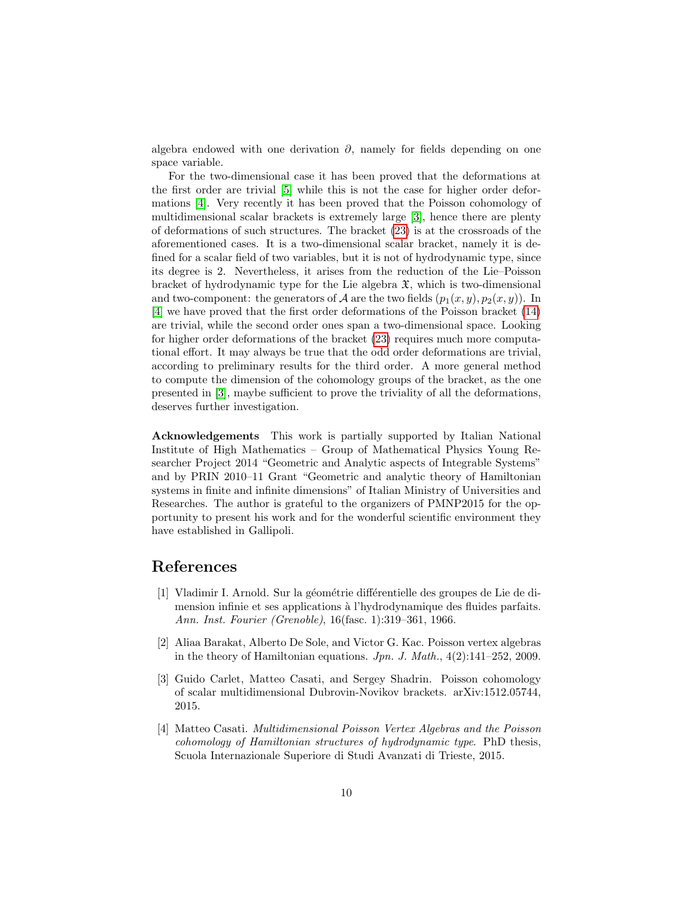algebra endowed with one derivation $\partial$, namely for fields depending on one space variable.

For the two-dimensional case it has been proved that the deformations at the first order are trivial [5] while this is not the case for higher order deformations [4]. Very recently it has been proved that the Poisson cohomology of multidimensional scalar brackets is extremely large [3], hence there are plenty of deformations of such structures. The bracket (23) is at the crossroads of the aforementioned cases. It is a two-dimensional scalar bracket, namely it is defined for a scalar field of two variables, but it is not of hydrodynamic type, since its degree is 2. Nevertheless, it arises from the reduction of the Lie–Poisson bracket of hydrodynamic type for the Lie algebra $\mathfrak{X}$, which is two-dimensional and two-component: the generators of $\mathcal{A}$ are the two fields $(p_1(x, y), p_2(x, y))$. In [4] we have proved that the first order deformations of the Poisson bracket (14) are trivial, while the second order ones span a two-dimensional space. Looking for higher order deformations of the bracket (23) requires much more computational effort. It may always be true that the odd order deformations are trivial, according to preliminary results for the third order. A more general method to compute the dimension of the cohomology groups of the bracket, as the one presented in [3], maybe sufficient to prove the triviality of all the deformations, deserves further investigation.

**Acknowledgements** This work is partially supported by Italian National Institute of High Mathematics – Group of Mathematical Physics Young Researcher Project 2014 "Geometric and Analytic aspects of Integrable Systems" and by PRIN 2010–11 Grant "Geometric and analytic theory of Hamiltonian systems in finite and infinite dimensions" of Italian Ministry of Universities and Researches. The author is grateful to the organizers of PMNP2015 for the opportunity to present his work and for the wonderful scientific environment they have established in Gallipoli.

## References

[1] Vladimir I. Arnold. Sur la géométrie différentielle des groupes de Lie de dimension infinie et ses applications à l'hydrodynamique des fluides parfaits. *Ann. Inst. Fourier (Grenoble)*, 16(fasc. 1):319–361, 1966.

[2] Aliaa Barakat, Alberto De Sole, and Victor G. Kac. Poisson vertex algebras in the theory of Hamiltonian equations. *Jpn. J. Math.*, 4(2):141–252, 2009.

[3] Guido Carlet, Matteo Casati, and Sergey Shadrin. Poisson cohomology of scalar multidimensional Dubrovin-Novikov brackets. arXiv:1512.05744, 2015.

[4] Matteo Casati. *Multidimensional Poisson Vertex Algebras and the Poisson cohomology of Hamiltonian structures of hydrodynamic type*. PhD thesis, Scuola Internazionale Superiore di Studi Avanzati di Trieste, 2015.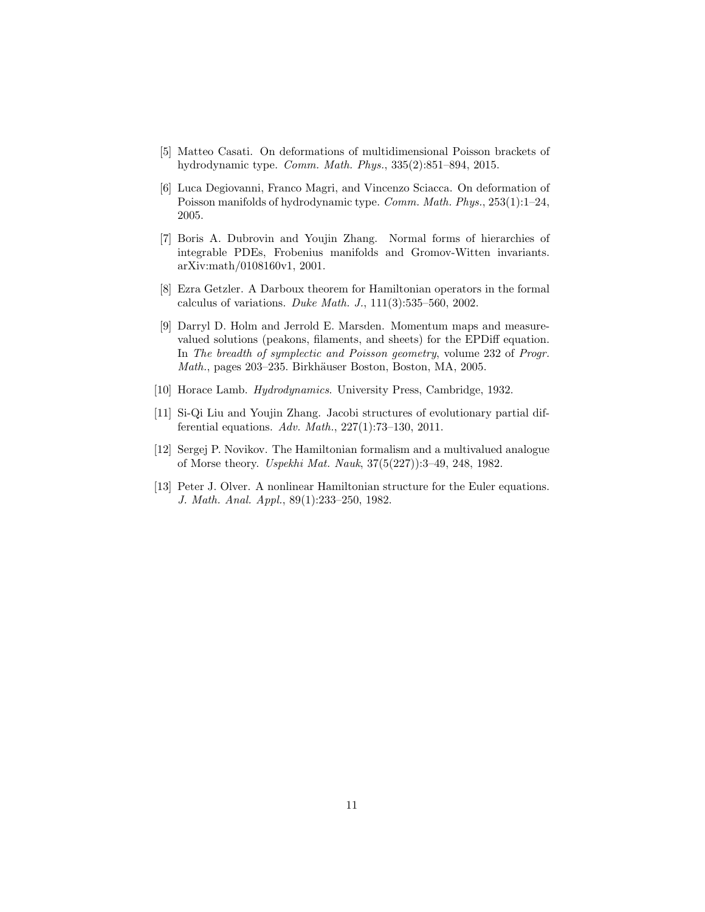[5] Matteo Casati. On deformations of multidimensional Poisson brackets of hydrodynamic type. *Comm. Math. Phys.*, 335(2):851–894, 2015.

[6] Luca Degiovanni, Franco Magri, and Vincenzo Sciacca. On deformation of Poisson manifolds of hydrodynamic type. *Comm. Math. Phys.*, 253(1):1–24, 2005.

[7] Boris A. Dubrovin and Youjin Zhang. Normal forms of hierarchies of integrable PDEs, Frobenius manifolds and Gromov-Witten invariants. arXiv:math/0108160v1, 2001.

[8] Ezra Getzler. A Darboux theorem for Hamiltonian operators in the formal calculus of variations. *Duke Math. J.*, 111(3):535–560, 2002.

[9] Darryl D. Holm and Jerrold E. Marsden. Momentum maps and measure-valued solutions (peakons, filaments, and sheets) for the EPDiff equation. In *The breadth of symplectic and Poisson geometry*, volume 232 of *Progr. Math.*, pages 203–235. Birkhäuser Boston, Boston, MA, 2005.

[10] Horace Lamb. *Hydrodynamics*. University Press, Cambridge, 1932.

[11] Si-Qi Liu and Youjin Zhang. Jacobi structures of evolutionary partial differential equations. *Adv. Math.*, 227(1):73–130, 2011.

[12] Sergej P. Novikov. The Hamiltonian formalism and a multivalued analogue of Morse theory. *Uspekhi Mat. Nauk*, 37(5(227)):3–49, 248, 1982.

[13] Peter J. Olver. A nonlinear Hamiltonian structure for the Euler equations. *J. Math. Anal. Appl.*, 89(1):233–250, 1982.